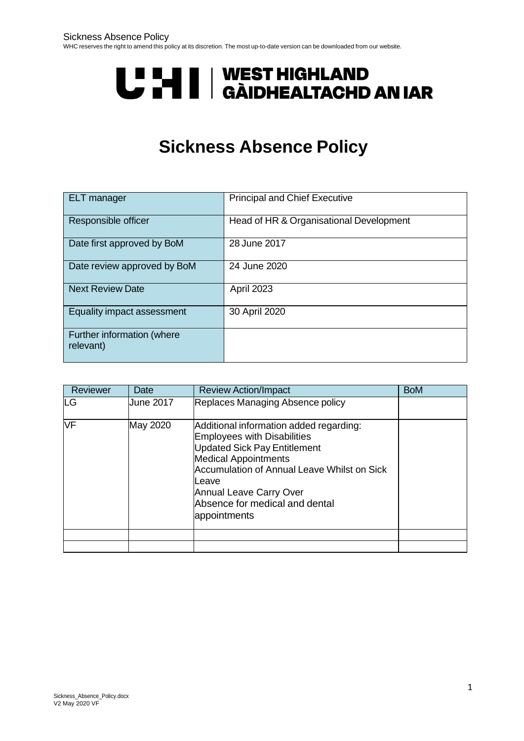UHI | WEST HIGHLAND
GÀIDHEALTACHD AN IAR

# Sickness Absence Policy

| ELT manager | Principal and Chief Executive |
| --- | --- |
| Responsible officer | Head of HR & Organisational Development |
| Date first approved by BoM | 28 June 2017 |
| Date review approved by BoM | 24 June 2020 |
| Next Review Date | April 2023 |
| Equality impact assessment | 30 April 2020 |
| Further information (where relevant) | |

| Reviewer | Date | Review Action/Impact | BoM |
| --- | --- | --- | --- |
| LG | June 2017 | Replaces Managing Absence policy | |
| VF | May 2020 | Additional information added regarding:<br>Employees with Disabilities<br>Updated Sick Pay Entitlement<br>Medical Appointments<br>Accumulation of Annual Leave Whilst on Sick Leave<br>Annual Leave Carry Over<br>Absence for medical and dental appointments | |
| | | | |
| | | | |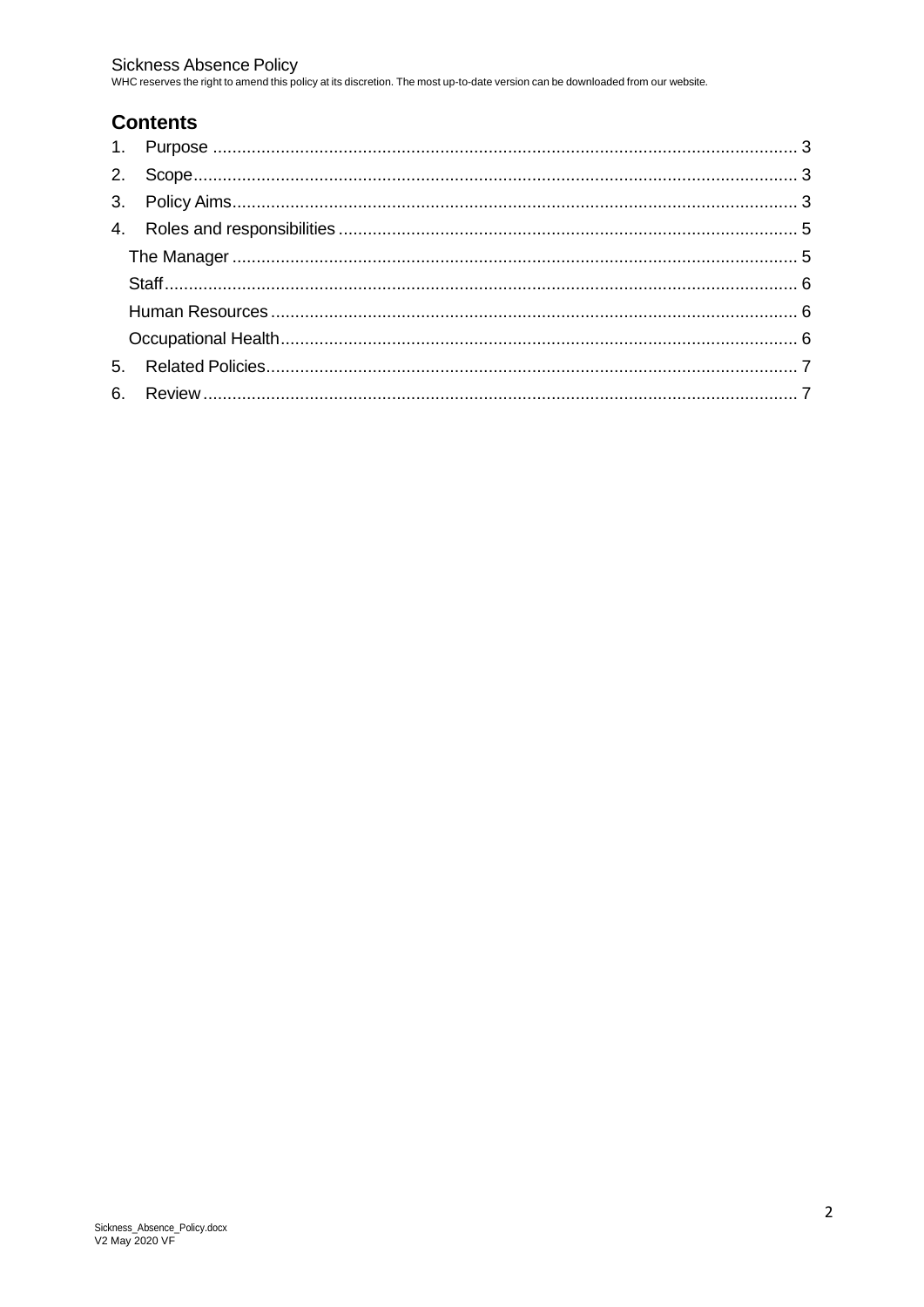## Contents

1. Purpose ........................................................................................................ 3
2. Scope........................................................................................................... 3
3. Policy Aims.................................................................................................... 3
4. Roles and responsibilities ............................................................................. 5
   - The Manager .................................................................................................... 5
   - Staff.................................................................................................................. 6
   - Human Resources ............................................................................................ 6
   - Occupational Health.......................................................................................... 6
5. Related Policies............................................................................................. 7
6. Review .......................................................................................................... 7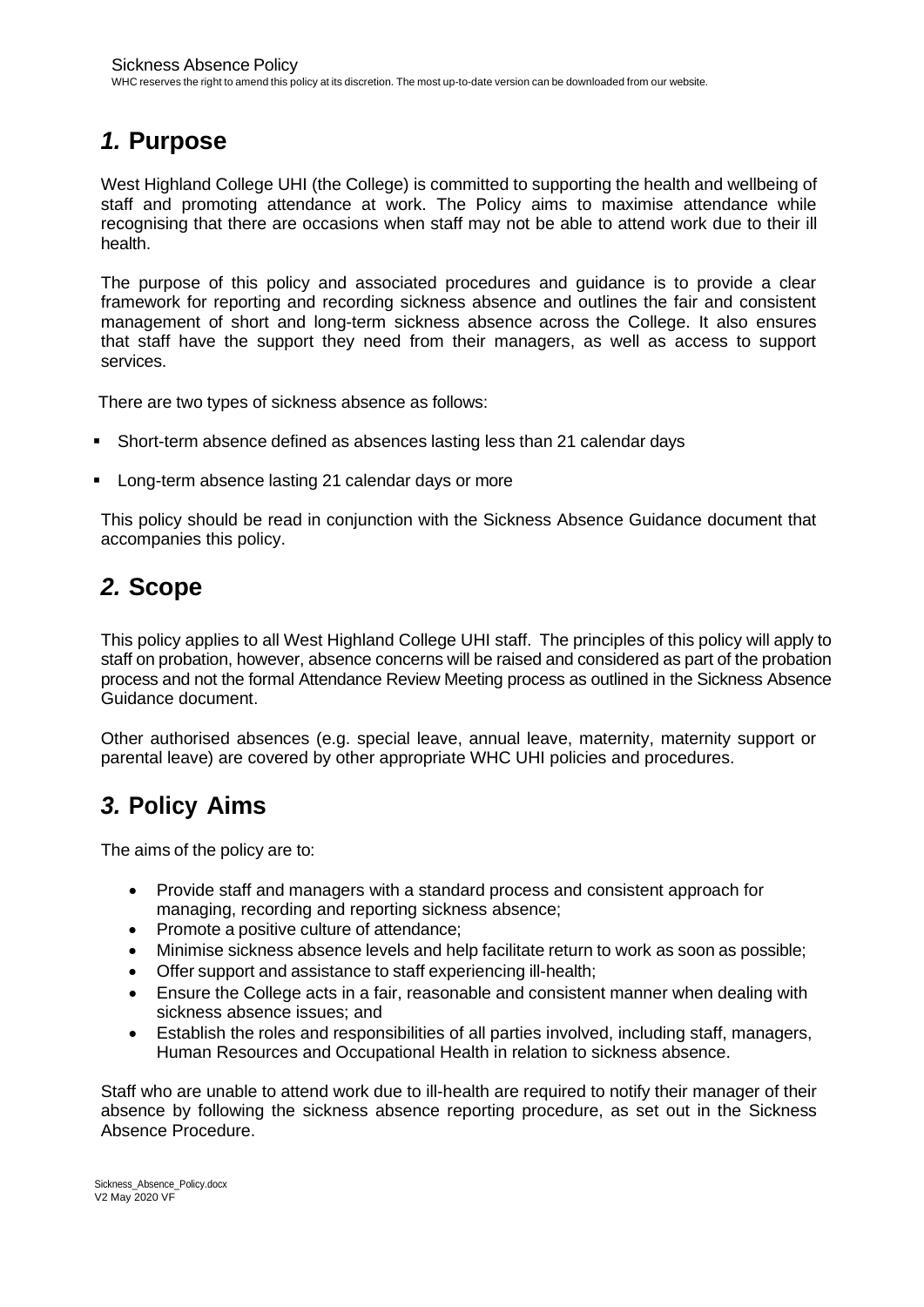## *1.* Purpose

West Highland College UHI (the College) is committed to supporting the health and wellbeing of staff and promoting attendance at work. The Policy aims to maximise attendance while recognising that there are occasions when staff may not be able to attend work due to their ill health.

The purpose of this policy and associated procedures and guidance is to provide a clear framework for reporting and recording sickness absence and outlines the fair and consistent management of short and long-term sickness absence across the College. It also ensures that staff have the support they need from their managers, as well as access to support services.

There are two types of sickness absence as follows:

- Short-term absence defined as absences lasting less than 21 calendar days
- Long-term absence lasting 21 calendar days or more

This policy should be read in conjunction with the Sickness Absence Guidance document that accompanies this policy.

## *2.* Scope

This policy applies to all West Highland College UHI staff. The principles of this policy will apply to staff on probation, however, absence concerns will be raised and considered as part of the probation process and not the formal Attendance Review Meeting process as outlined in the Sickness Absence Guidance document.

Other authorised absences (e.g. special leave, annual leave, maternity, maternity support or parental leave) are covered by other appropriate WHC UHI policies and procedures.

## *3.* Policy Aims

The aims of the policy are to:

- Provide staff and managers with a standard process and consistent approach for managing, recording and reporting sickness absence;
- Promote a positive culture of attendance;
- Minimise sickness absence levels and help facilitate return to work as soon as possible;
- Offer support and assistance to staff experiencing ill-health;
- Ensure the College acts in a fair, reasonable and consistent manner when dealing with sickness absence issues; and
- Establish the roles and responsibilities of all parties involved, including staff, managers, Human Resources and Occupational Health in relation to sickness absence.

Staff who are unable to attend work due to ill-health are required to notify their manager of their absence by following the sickness absence reporting procedure, as set out in the Sickness Absence Procedure.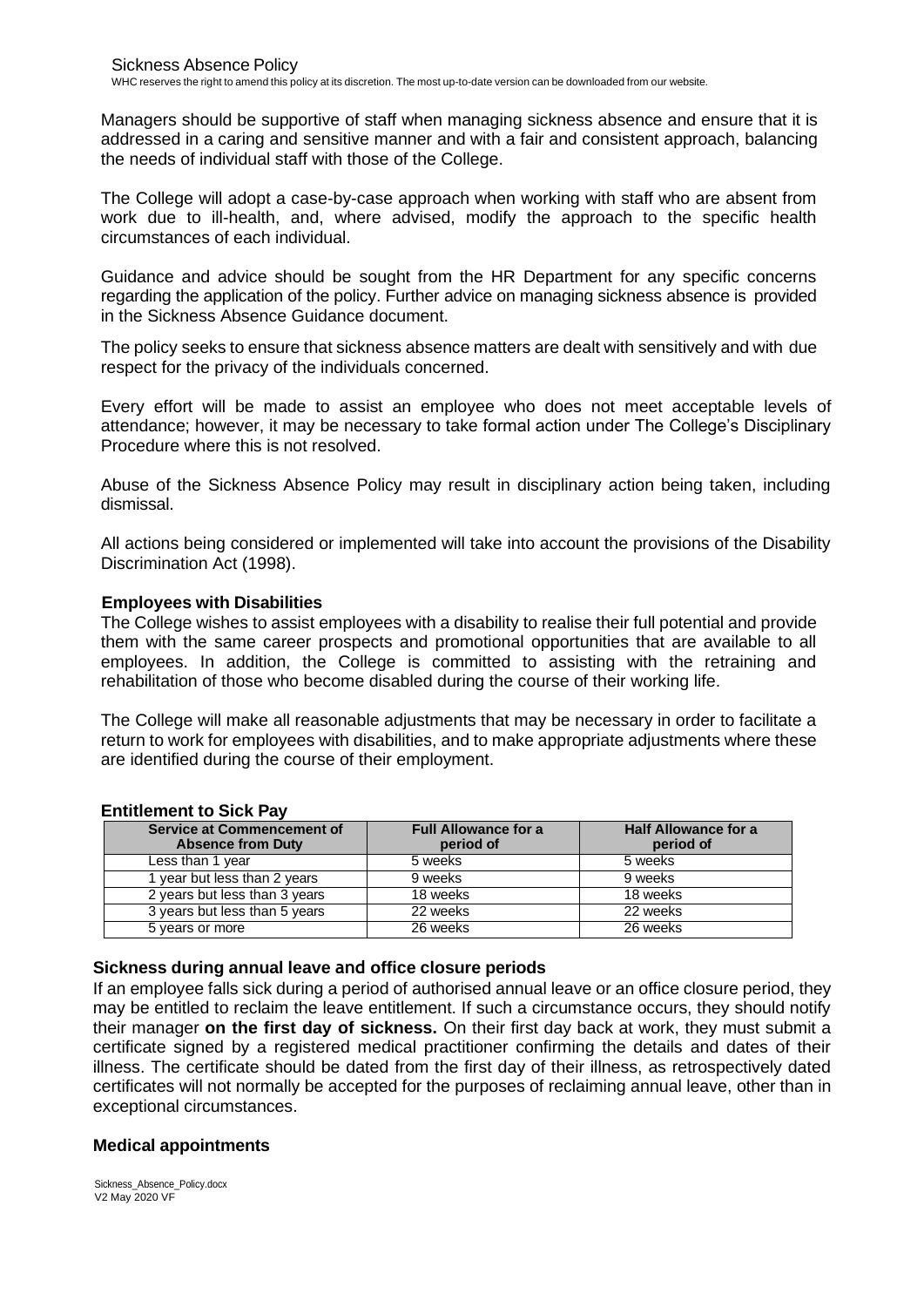Managers should be supportive of staff when managing sickness absence and ensure that it is addressed in a caring and sensitive manner and with a fair and consistent approach, balancing the needs of individual staff with those of the College.

The College will adopt a case-by-case approach when working with staff who are absent from work due to ill-health, and, where advised, modify the approach to the specific health circumstances of each individual.

Guidance and advice should be sought from the HR Department for any specific concerns regarding the application of the policy. Further advice on managing sickness absence is provided in the Sickness Absence Guidance document.

The policy seeks to ensure that sickness absence matters are dealt with sensitively and with due respect for the privacy of the individuals concerned.

Every effort will be made to assist an employee who does not meet acceptable levels of attendance; however, it may be necessary to take formal action under The College's Disciplinary Procedure where this is not resolved.

Abuse of the Sickness Absence Policy may result in disciplinary action being taken, including dismissal.

All actions being considered or implemented will take into account the provisions of the Disability Discrimination Act (1998).

### Employees with Disabilities

The College wishes to assist employees with a disability to realise their full potential and provide them with the same career prospects and promotional opportunities that are available to all employees. In addition, the College is committed to assisting with the retraining and rehabilitation of those who become disabled during the course of their working life.

The College will make all reasonable adjustments that may be necessary in order to facilitate a return to work for employees with disabilities, and to make appropriate adjustments where these are identified during the course of their employment.

### Entitlement to Sick Pay

| Service at Commencement of Absence from Duty | Full Allowance for a period of | Half Allowance for a period of |
|---|---|---|
| Less than 1 year | 5 weeks | 5 weeks |
| 1 year but less than 2 years | 9 weeks | 9 weeks |
| 2 years but less than 3 years | 18 weeks | 18 weeks |
| 3 years but less than 5 years | 22 weeks | 22 weeks |
| 5 years or more | 26 weeks | 26 weeks |

### Sickness during annual leave and office closure periods

If an employee falls sick during a period of authorised annual leave or an office closure period, they may be entitled to reclaim the leave entitlement. If such a circumstance occurs, they should notify their manager **on the first day of sickness.** On their first day back at work, they must submit a certificate signed by a registered medical practitioner confirming the details and dates of their illness. The certificate should be dated from the first day of their illness, as retrospectively dated certificates will not normally be accepted for the purposes of reclaiming annual leave, other than in exceptional circumstances.

### Medical appointments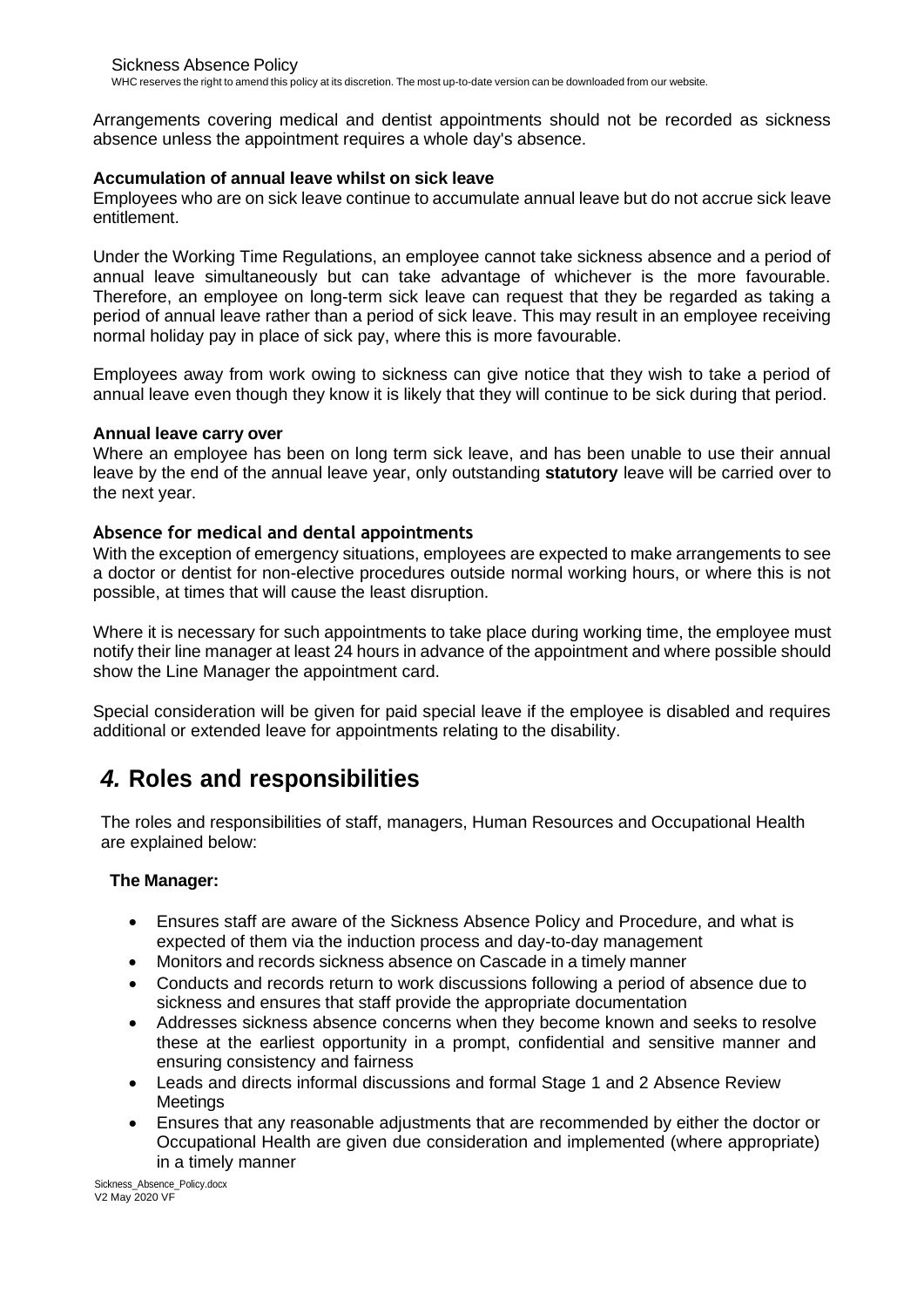Arrangements covering medical and dentist appointments should not be recorded as sickness absence unless the appointment requires a whole day's absence.

**Accumulation of annual leave whilst on sick leave**

Employees who are on sick leave continue to accumulate annual leave but do not accrue sick leave entitlement.

Under the Working Time Regulations, an employee cannot take sickness absence and a period of annual leave simultaneously but can take advantage of whichever is the more favourable. Therefore, an employee on long-term sick leave can request that they be regarded as taking a period of annual leave rather than a period of sick leave. This may result in an employee receiving normal holiday pay in place of sick pay, where this is more favourable.

Employees away from work owing to sickness can give notice that they wish to take a period of annual leave even though they know it is likely that they will continue to be sick during that period.

**Annual leave carry over**

Where an employee has been on long term sick leave, and has been unable to use their annual leave by the end of the annual leave year, only outstanding **statutory** leave will be carried over to the next year.

**Absence for medical and dental appointments**

With the exception of emergency situations, employees are expected to make arrangements to see a doctor or dentist for non-elective procedures outside normal working hours, or where this is not possible, at times that will cause the least disruption.

Where it is necessary for such appointments to take place during working time, the employee must notify their line manager at least 24 hours in advance of the appointment and where possible should show the Line Manager the appointment card.

Special consideration will be given for paid special leave if the employee is disabled and requires additional or extended leave for appointments relating to the disability.

# *4.* Roles and responsibilities

The roles and responsibilities of staff, managers, Human Resources and Occupational Health are explained below:

**The Manager:**

- Ensures staff are aware of the Sickness Absence Policy and Procedure, and what is expected of them via the induction process and day-to-day management
- Monitors and records sickness absence on Cascade in a timely manner
- Conducts and records return to work discussions following a period of absence due to sickness and ensures that staff provide the appropriate documentation
- Addresses sickness absence concerns when they become known and seeks to resolve these at the earliest opportunity in a prompt, confidential and sensitive manner and ensuring consistency and fairness
- Leads and directs informal discussions and formal Stage 1 and 2 Absence Review Meetings
- Ensures that any reasonable adjustments that are recommended by either the doctor or Occupational Health are given due consideration and implemented (where appropriate) in a timely manner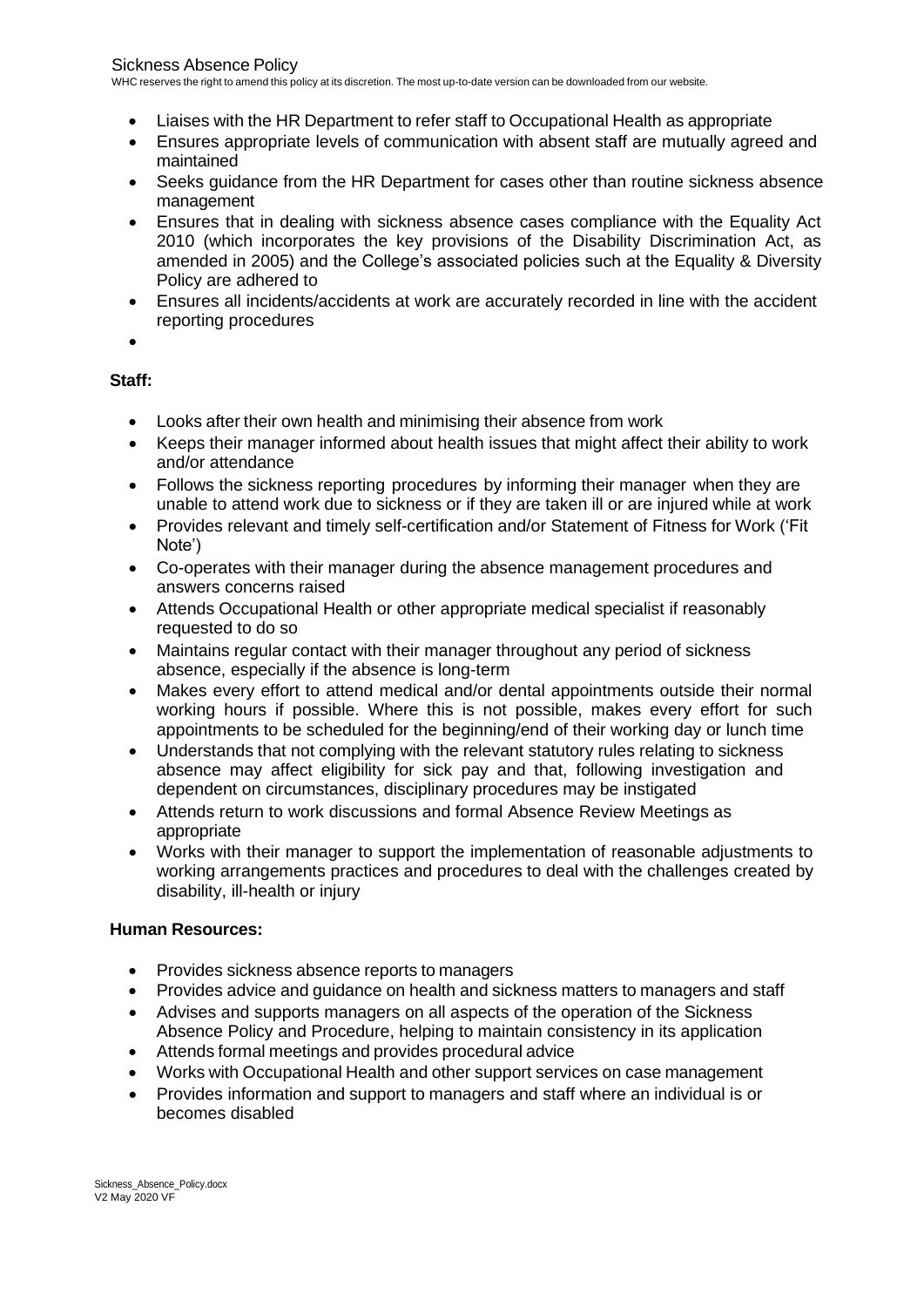- Liaises with the HR Department to refer staff to Occupational Health as appropriate
- Ensures appropriate levels of communication with absent staff are mutually agreed and maintained
- Seeks guidance from the HR Department for cases other than routine sickness absence management
- Ensures that in dealing with sickness absence cases compliance with the Equality Act 2010 (which incorporates the key provisions of the Disability Discrimination Act, as amended in 2005) and the College's associated policies such at the Equality & Diversity Policy are adhered to
- Ensures all incidents/accidents at work are accurately recorded in line with the accident reporting procedures

**Staff:**

- Looks after their own health and minimising their absence from work
- Keeps their manager informed about health issues that might affect their ability to work and/or attendance
- Follows the sickness reporting procedures by informing their manager when they are unable to attend work due to sickness or if they are taken ill or are injured while at work
- Provides relevant and timely self-certification and/or Statement of Fitness for Work ('Fit Note')
- Co-operates with their manager during the absence management procedures and answers concerns raised
- Attends Occupational Health or other appropriate medical specialist if reasonably requested to do so
- Maintains regular contact with their manager throughout any period of sickness absence, especially if the absence is long-term
- Makes every effort to attend medical and/or dental appointments outside their normal working hours if possible. Where this is not possible, makes every effort for such appointments to be scheduled for the beginning/end of their working day or lunch time
- Understands that not complying with the relevant statutory rules relating to sickness absence may affect eligibility for sick pay and that, following investigation and dependent on circumstances, disciplinary procedures may be instigated
- Attends return to work discussions and formal Absence Review Meetings as appropriate
- Works with their manager to support the implementation of reasonable adjustments to working arrangements practices and procedures to deal with the challenges created by disability, ill-health or injury

**Human Resources:**

- Provides sickness absence reports to managers
- Provides advice and guidance on health and sickness matters to managers and staff
- Advises and supports managers on all aspects of the operation of the Sickness Absence Policy and Procedure, helping to maintain consistency in its application
- Attends formal meetings and provides procedural advice
- Works with Occupational Health and other support services on case management
- Provides information and support to managers and staff where an individual is or becomes disabled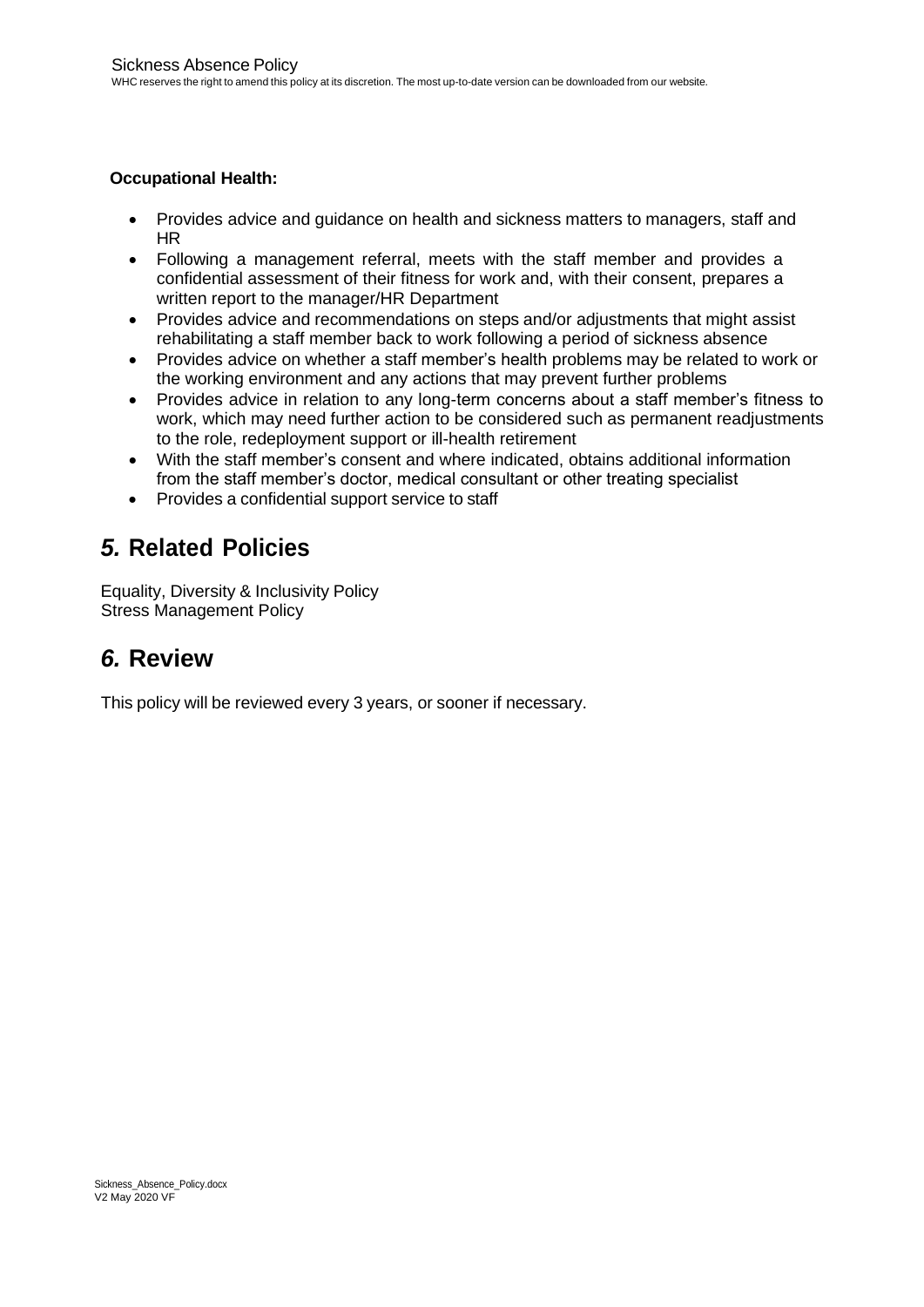**Occupational Health:**

- Provides advice and guidance on health and sickness matters to managers, staff and HR
- Following a management referral, meets with the staff member and provides a confidential assessment of their fitness for work and, with their consent, prepares a written report to the manager/HR Department
- Provides advice and recommendations on steps and/or adjustments that might assist rehabilitating a staff member back to work following a period of sickness absence
- Provides advice on whether a staff member's health problems may be related to work or the working environment and any actions that may prevent further problems
- Provides advice in relation to any long-term concerns about a staff member's fitness to work, which may need further action to be considered such as permanent readjustments to the role, redeployment support or ill-health retirement
- With the staff member's consent and where indicated, obtains additional information from the staff member's doctor, medical consultant or other treating specialist
- Provides a confidential support service to staff

## *5.* Related Policies

Equality, Diversity & Inclusivity Policy
Stress Management Policy

## *6.* Review

This policy will be reviewed every 3 years, or sooner if necessary.